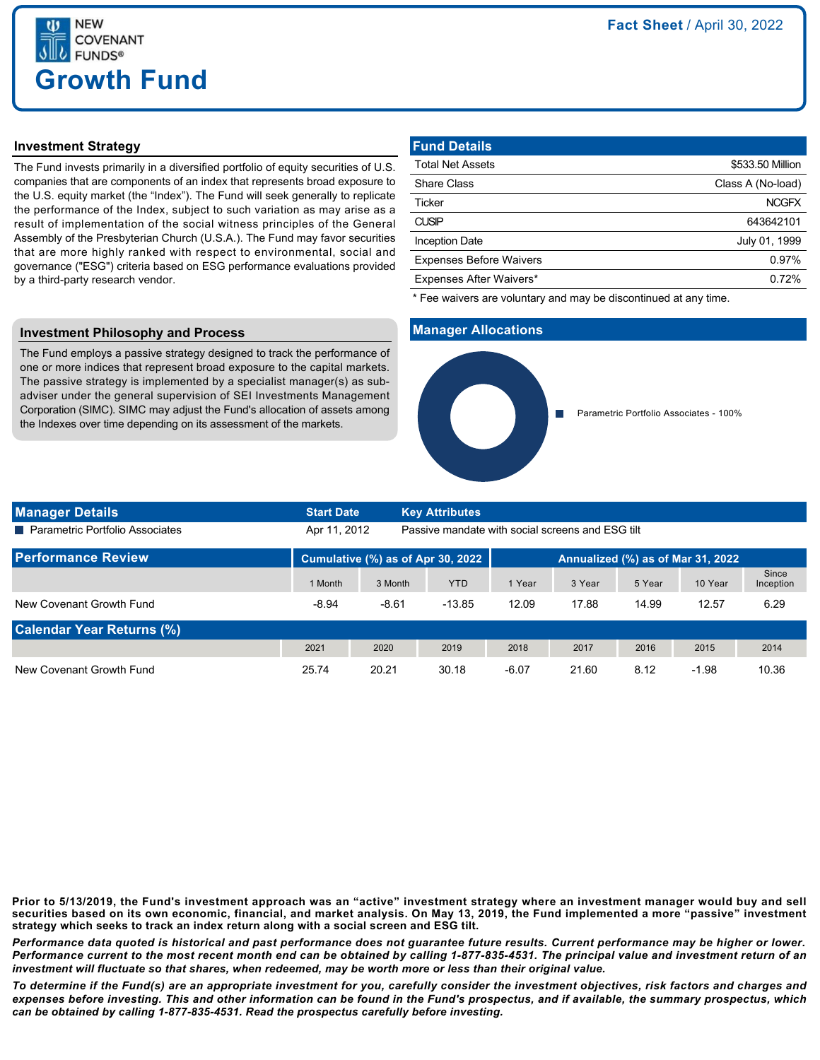NEW COVENANT FUNDS®

# Growth Fund

**Fact Sheet** / April 30, 2022

## Investment Strategy

The Fund invests primarily in a diversified portfolio of equity securities of U.S. companies that are components of an index that represents broad exposure to the U.S. equity market (the "Index"). The Fund will seek generally to replicate the performance of the Index, subject to such variation as may arise as a result of implementation of the social witness principles of the General Assembly of the Presbyterian Church (U.S.A.). The Fund may favor securities that are more highly ranked with respect to environmental, social and governance ("ESG") criteria based on ESG performance evaluations provided by a third-party research vendor.

## Fund Details

| | |
|---|---|
| Total Net Assets | $533.50 Million |
| Share Class | Class A (No-load) |
| Ticker | NCGFX |
| CUSIP | 643642101 |
| Inception Date | July 01, 1999 |
| Expenses Before Waivers | 0.97% |
| Expenses After Waivers* | 0.72% |

\* Fee waivers are voluntary and may be discontinued at any time.

## Investment Philosophy and Process

The Fund employs a passive strategy designed to track the performance of one or more indices that represent broad exposure to the capital markets. The passive strategy is implemented by a specialist manager(s) as sub-adviser under the general supervision of SEI Investments Management Corporation (SIMC). SIMC may adjust the Fund's allocation of assets among the Indexes over time depending on its assessment of the markets.

## Manager Allocations

Parametric Portfolio Associates - 100%

## Manager Details

| Manager Details | Start Date | Key Attributes |
|---|---|---|
| Parametric Portfolio Associates | Apr 11, 2012 | Passive mandate with social screens and ESG tilt |

## Performance Review

| | Cumulative (%) as of Apr 30, 2022 | | | Annualized (%) as of Mar 31, 2022 | | | | |
|---|---|---|---|---|---|---|---|---|
| | 1 Month | 3 Month | YTD | 1 Year | 3 Year | 5 Year | 10 Year | Since Inception |
| New Covenant Growth Fund | -8.94 | -8.61 | -13.85 | 12.09 | 17.88 | 14.99 | 12.57 | 6.29 |

## Calendar Year Returns (%)

| | 2021 | 2020 | 2019 | 2018 | 2017 | 2016 | 2015 | 2014 |
|---|---|---|---|---|---|---|---|---|
| New Covenant Growth Fund | 25.74 | 20.21 | 30.18 | -6.07 | 21.60 | 8.12 | -1.98 | 10.36 |

**Prior to 5/13/2019, the Fund's investment approach was an "active" investment strategy where an investment manager would buy and sell securities based on its own economic, financial, and market analysis. On May 13, 2019, the Fund implemented a more "passive" investment strategy which seeks to track an index return along with a social screen and ESG tilt.**

***Performance data quoted is historical and past performance does not guarantee future results. Current performance may be higher or lower. Performance current to the most recent month end can be obtained by calling 1-877-835-4531. The principal value and investment return of an investment will fluctuate so that shares, when redeemed, may be worth more or less than their original value.***

***To determine if the Fund(s) are an appropriate investment for you, carefully consider the investment objectives, risk factors and charges and expenses before investing. This and other information can be found in the Fund's prospectus, and if available, the summary prospectus, which can be obtained by calling 1-877-835-4531. Read the prospectus carefully before investing.***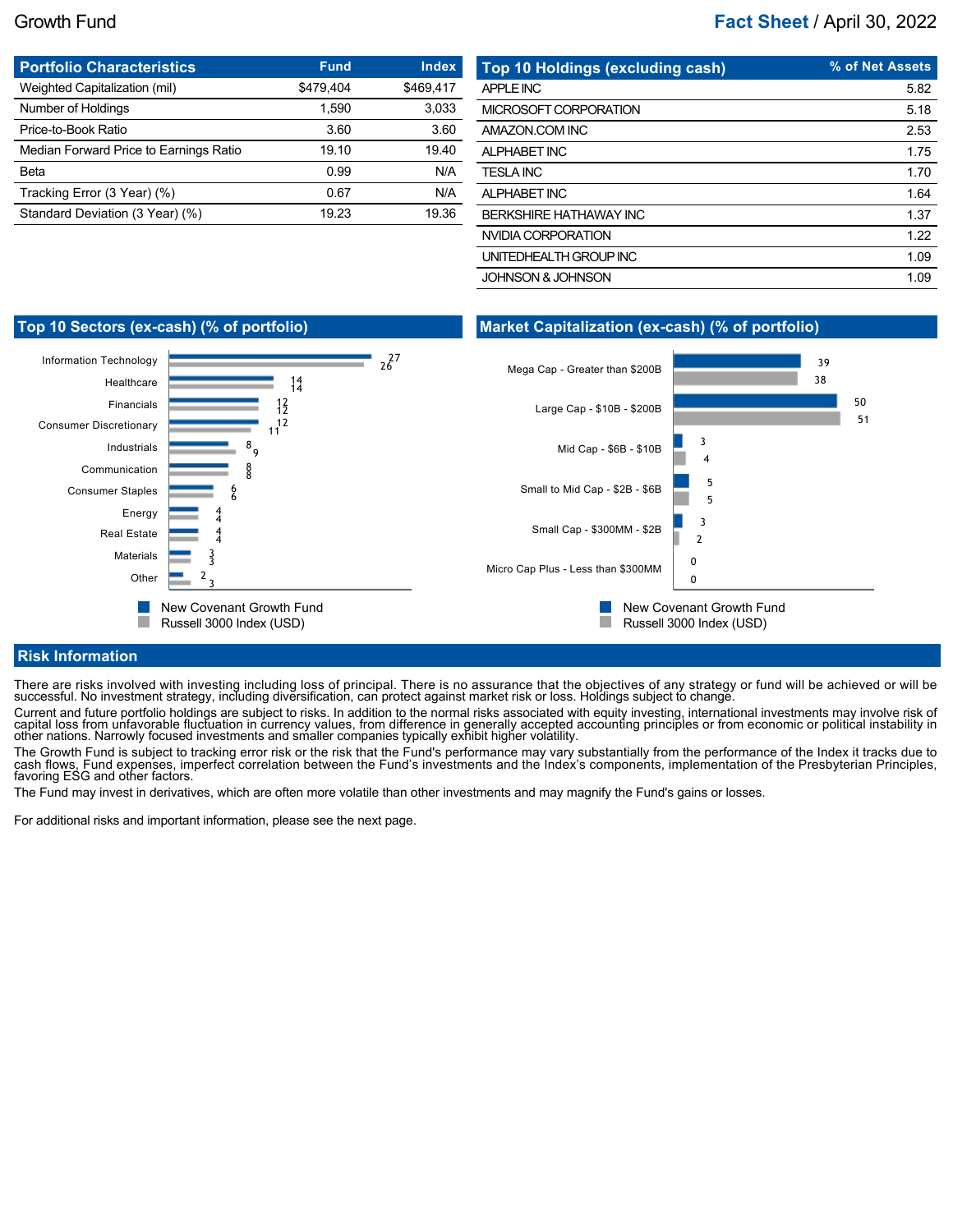Growth Fund

**Fact Sheet** / April 30, 2022

## Portfolio Characteristics

| Portfolio Characteristics | Fund | Index |
|---|---|---|
| Weighted Capitalization (mil) | $479,404 | $469,417 |
| Number of Holdings | 1,590 | 3,033 |
| Price-to-Book Ratio | 3.60 | 3.60 |
| Median Forward Price to Earnings Ratio | 19.10 | 19.40 |
| Beta | 0.99 | N/A |
| Tracking Error (3 Year) (%) | 0.67 | N/A |
| Standard Deviation (3 Year) (%) | 19.23 | 19.36 |

## Top 10 Holdings (excluding cash)

| Top 10 Holdings (excluding cash) | % of Net Assets |
|---|---|
| APPLE INC | 5.82 |
| MICROSOFT CORPORATION | 5.18 |
| AMAZON.COM INC | 2.53 |
| ALPHABET INC | 1.75 |
| TESLA INC | 1.70 |
| ALPHABET INC | 1.64 |
| BERKSHIRE HATHAWAY INC | 1.37 |
| NVIDIA CORPORATION | 1.22 |
| UNITEDHEALTH GROUP INC | 1.09 |
| JOHNSON & JOHNSON | 1.09 |

## Top 10 Sectors (ex-cash) (% of portfolio)

Information Technology 27 26
Healthcare 14 14
Financials 12 12
Consumer Discretionary 12 11
Industrials 8 9
Communication 8 8
Consumer Staples 6 6
Energy 4 4
Real Estate 4 4
Materials 3 3
Other 2 3

New Covenant Growth Fund
Russell 3000 Index (USD)

## Market Capitalization (ex-cash) (% of portfolio)

Mega Cap - Greater than $200B 39 38
Large Cap - $10B - $200B 50 51
Mid Cap - $6B - $10B 3 4
Small to Mid Cap - $2B - $6B 5 5
Small Cap - $300MM - $2B 3 2
Micro Cap Plus - Less than $300MM 0 0

New Covenant Growth Fund
Russell 3000 Index (USD)

## Risk Information

There are risks involved with investing including loss of principal. There is no assurance that the objectives of any strategy or fund will be achieved or will be successful. No investment strategy, including diversification, can protect against market risk or loss. Holdings subject to change.

Current and future portfolio holdings are subject to risks. In addition to the normal risks associated with equity investing, international investments may involve risk of capital loss from unfavorable fluctuation in currency values, from difference in generally accepted accounting principles or from economic or political instability in other nations. Narrowly focused investments and smaller companies typically exhibit higher volatility.

The Growth Fund is subject to tracking error risk or the risk that the Fund's performance may vary substantially from the performance of the Index it tracks due to cash flows, Fund expenses, imperfect correlation between the Fund's investments and the Index's components, implementation of the Presbyterian Principles, favoring ESG and other factors.

The Fund may invest in derivatives, which are often more volatile than other investments and may magnify the Fund's gains or losses.

For additional risks and important information, please see the next page.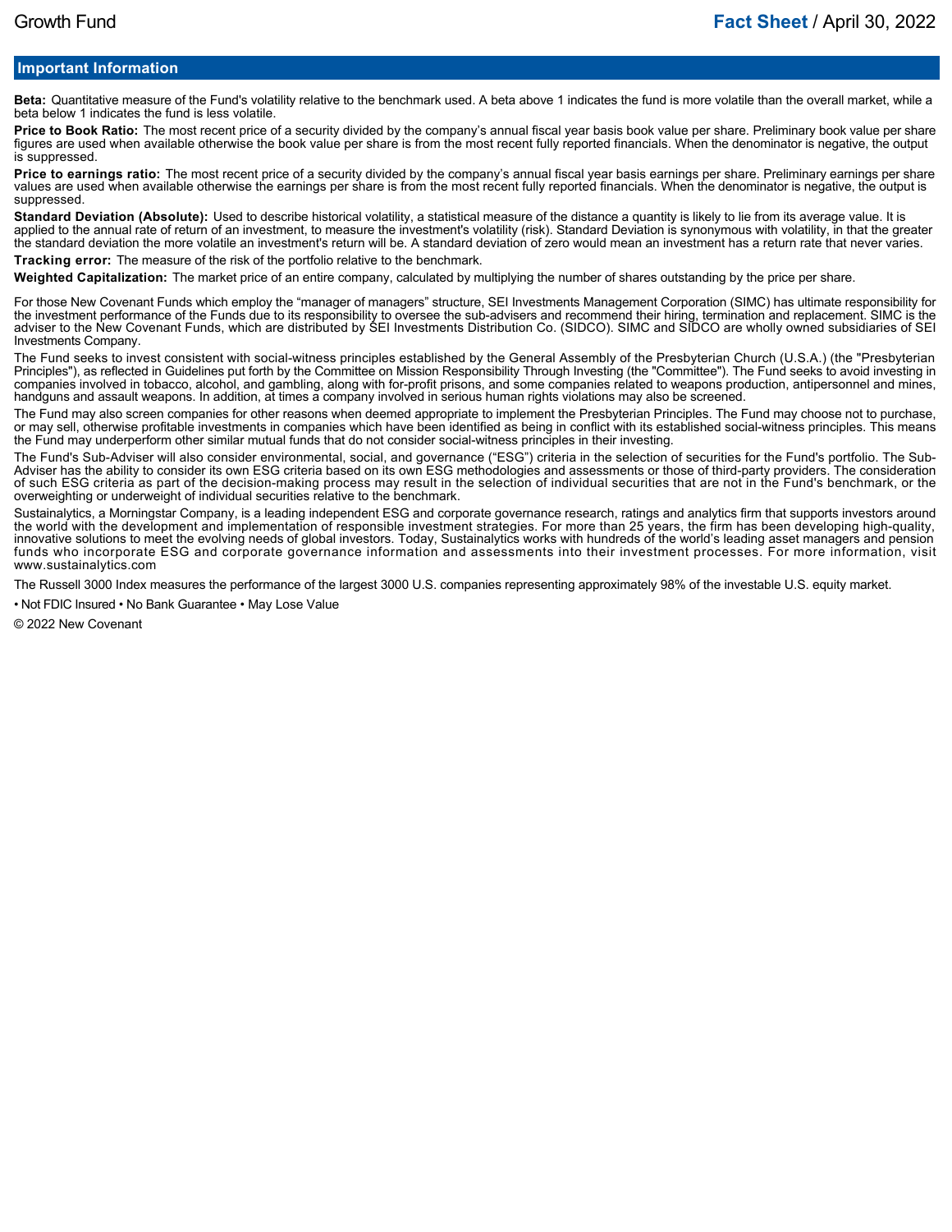## Important Information

**Beta:** Quantitative measure of the Fund's volatility relative to the benchmark used. A beta above 1 indicates the fund is more volatile than the overall market, while a beta below 1 indicates the fund is less volatile.

**Price to Book Ratio:** The most recent price of a security divided by the company's annual fiscal year basis book value per share. Preliminary book value per share figures are used when available otherwise the book value per share is from the most recent fully reported financials. When the denominator is negative, the output is suppressed.

**Price to earnings ratio:** The most recent price of a security divided by the company's annual fiscal year basis earnings per share. Preliminary earnings per share values are used when available otherwise the earnings per share is from the most recent fully reported financials. When the denominator is negative, the output is suppressed.

**Standard Deviation (Absolute):** Used to describe historical volatility, a statistical measure of the distance a quantity is likely to lie from its average value. It is applied to the annual rate of return of an investment, to measure the investment's volatility (risk). Standard Deviation is synonymous with volatility, in that the greater the standard deviation the more volatile an investment's return will be. A standard deviation of zero would mean an investment has a return rate that never varies.

**Tracking error:** The measure of the risk of the portfolio relative to the benchmark.

**Weighted Capitalization:** The market price of an entire company, calculated by multiplying the number of shares outstanding by the price per share.

For those New Covenant Funds which employ the "manager of managers" structure, SEI Investments Management Corporation (SIMC) has ultimate responsibility for the investment performance of the Funds due to its responsibility to oversee the sub-advisers and recommend their hiring, termination and replacement. SIMC is the adviser to the New Covenant Funds, which are distributed by SEI Investments Distribution Co. (SIDCO). SIMC and SIDCO are wholly owned subsidiaries of SEI Investments Company.

The Fund seeks to invest consistent with social-witness principles established by the General Assembly of the Presbyterian Church (U.S.A.) (the "Presbyterian Principles"), as reflected in Guidelines put forth by the Committee on Mission Responsibility Through Investing (the "Committee"). The Fund seeks to avoid investing in companies involved in tobacco, alcohol, and gambling, along with for-profit prisons, and some companies related to weapons production, antipersonnel and mines, handguns and assault weapons. In addition, at times a company involved in serious human rights violations may also be screened.

The Fund may also screen companies for other reasons when deemed appropriate to implement the Presbyterian Principles. The Fund may choose not to purchase, or may sell, otherwise profitable investments in companies which have been identified as being in conflict with its established social-witness principles. This means the Fund may underperform other similar mutual funds that do not consider social-witness principles in their investing.

The Fund's Sub-Adviser will also consider environmental, social, and governance ("ESG") criteria in the selection of securities for the Fund's portfolio. The Sub-Adviser has the ability to consider its own ESG criteria based on its own ESG methodologies and assessments or those of third-party providers. The consideration of such ESG criteria as part of the decision-making process may result in the selection of individual securities that are not in the Fund's benchmark, or the overweighting or underweight of individual securities relative to the benchmark.

Sustainalytics, a Morningstar Company, is a leading independent ESG and corporate governance research, ratings and analytics firm that supports investors around the world with the development and implementation of responsible investment strategies. For more than 25 years, the firm has been developing high-quality, innovative solutions to meet the evolving needs of global investors. Today, Sustainalytics works with hundreds of the world's leading asset managers and pension funds who incorporate ESG and corporate governance information and assessments into their investment processes. For more information, visit www.sustainalytics.com

The Russell 3000 Index measures the performance of the largest 3000 U.S. companies representing approximately 98% of the investable U.S. equity market.

• Not FDIC Insured • No Bank Guarantee • May Lose Value

© 2022 New Covenant